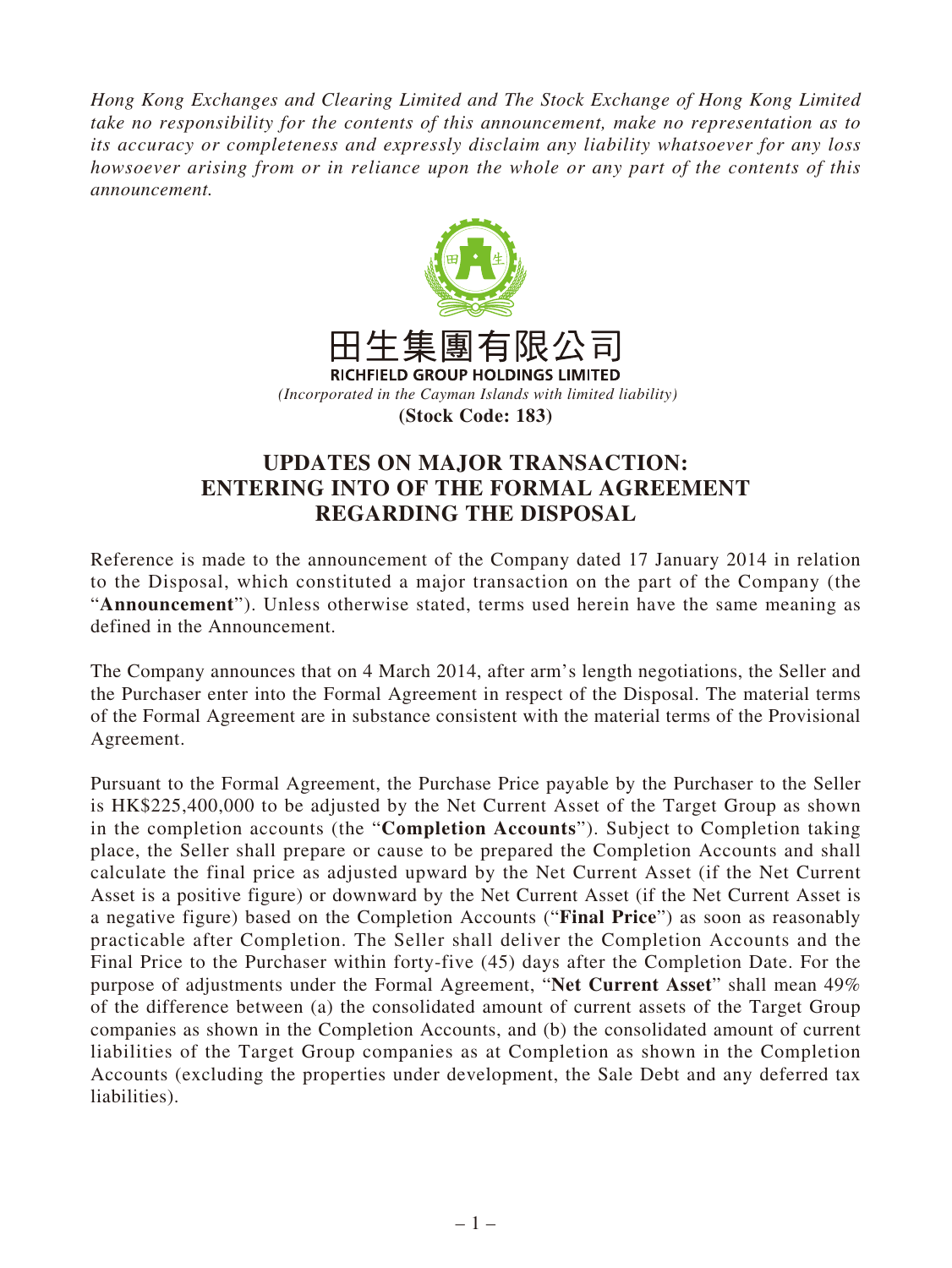*Hong Kong Exchanges and Clearing Limited and The Stock Exchange of Hong Kong Limited take no responsibility for the contents of this announcement, make no representation as to its accuracy or completeness and expressly disclaim any liability whatsoever for any loss howsoever arising from or in reliance upon the whole or any part of the contents of this announcement.*

田生集團有限公司
RICHFIELD GROUP HOLDINGS LIMITED
*(Incorporated in the Cayman Islands with limited liability)*
**(Stock Code: 183)**

# UPDATES ON MAJOR TRANSACTION: ENTERING INTO OF THE FORMAL AGREEMENT REGARDING THE DISPOSAL

Reference is made to the announcement of the Company dated 17 January 2014 in relation to the Disposal, which constituted a major transaction on the part of the Company (the "**Announcement**"). Unless otherwise stated, terms used herein have the same meaning as defined in the Announcement.

The Company announces that on 4 March 2014, after arm's length negotiations, the Seller and the Purchaser enter into the Formal Agreement in respect of the Disposal. The material terms of the Formal Agreement are in substance consistent with the material terms of the Provisional Agreement.

Pursuant to the Formal Agreement, the Purchase Price payable by the Purchaser to the Seller is HK$225,400,000 to be adjusted by the Net Current Asset of the Target Group as shown in the completion accounts (the "**Completion Accounts**"). Subject to Completion taking place, the Seller shall prepare or cause to be prepared the Completion Accounts and shall calculate the final price as adjusted upward by the Net Current Asset (if the Net Current Asset is a positive figure) or downward by the Net Current Asset (if the Net Current Asset is a negative figure) based on the Completion Accounts ("**Final Price**") as soon as reasonably practicable after Completion. The Seller shall deliver the Completion Accounts and the Final Price to the Purchaser within forty-five (45) days after the Completion Date. For the purpose of adjustments under the Formal Agreement, "**Net Current Asset**" shall mean 49% of the difference between (a) the consolidated amount of current assets of the Target Group companies as shown in the Completion Accounts, and (b) the consolidated amount of current liabilities of the Target Group companies as at Completion as shown in the Completion Accounts (excluding the properties under development, the Sale Debt and any deferred tax liabilities).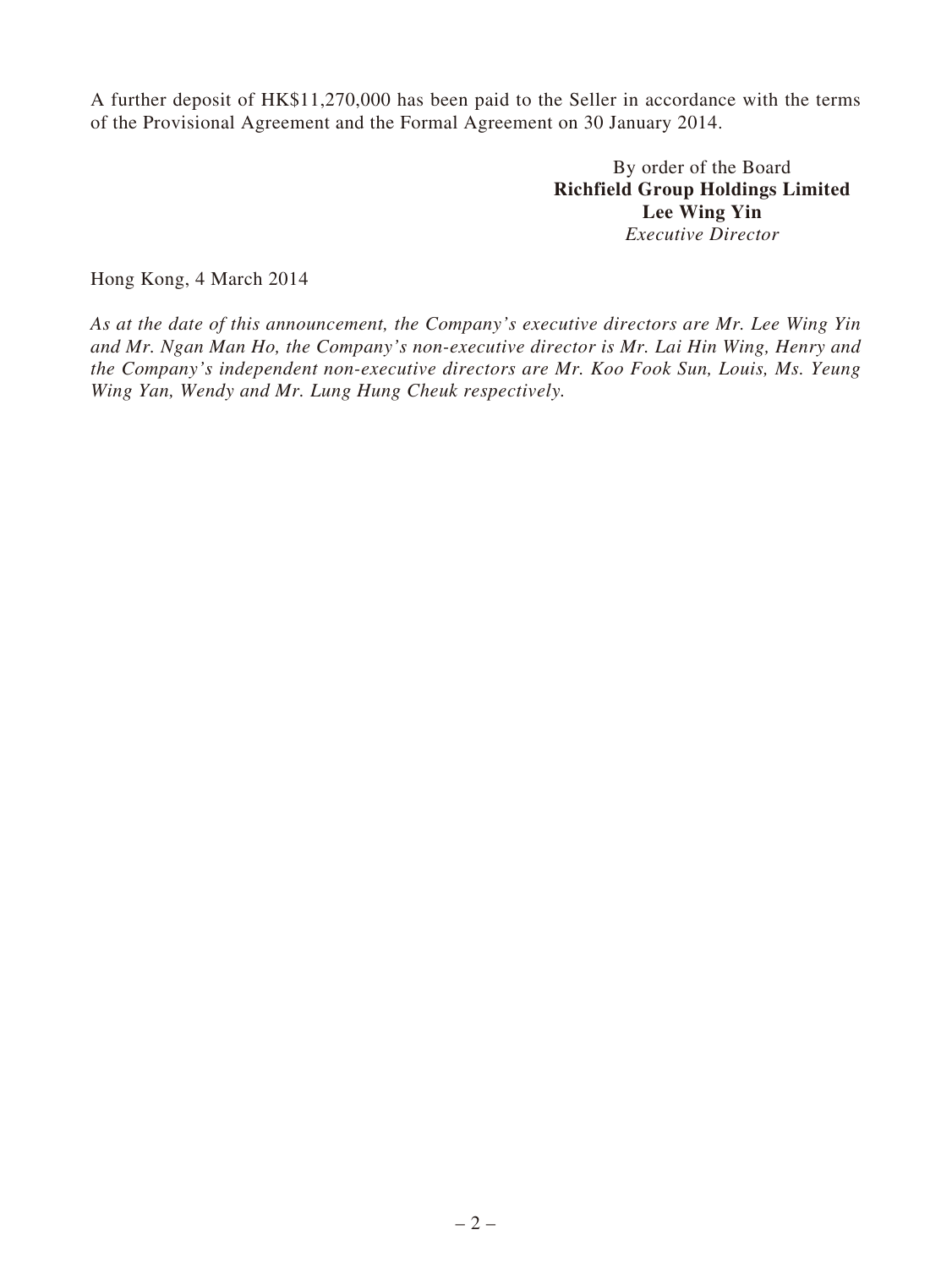A further deposit of HK$11,270,000 has been paid to the Seller in accordance with the terms of the Provisional Agreement and the Formal Agreement on 30 January 2014.

By order of the Board
**Richfield Group Holdings Limited**
**Lee Wing Yin**
*Executive Director*

Hong Kong, 4 March 2014

*As at the date of this announcement, the Company's executive directors are Mr. Lee Wing Yin and Mr. Ngan Man Ho, the Company's non-executive director is Mr. Lai Hin Wing, Henry and the Company's independent non-executive directors are Mr. Koo Fook Sun, Louis, Ms. Yeung Wing Yan, Wendy and Mr. Lung Hung Cheuk respectively.*